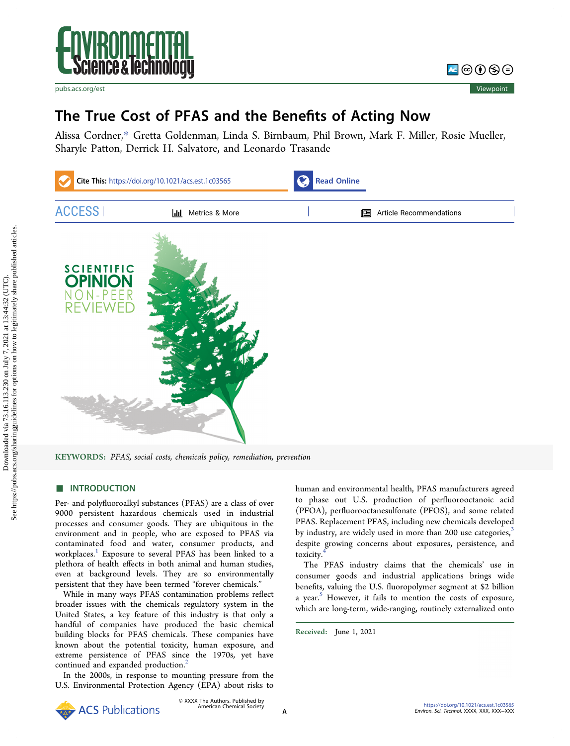# The True Cost of PFAS and the Benefits of Acting Now

Alissa Cordner,* Gretta Goldenman, Linda S. Birnbaum, Phil Brown, Mark F. Miller, Rosie Mueller, Sharyle Patton, Derrick H. Salvatore, and Leonardo Trasande

SCIENTIFIC OPINION NON-PEER REVIEWED

**KEYWORDS:** *PFAS, social costs, chemicals policy, remediation, prevention*

## INTRODUCTION

Per- and polyfluoroalkyl substances (PFAS) are a class of over 9000 persistent hazardous chemicals used in industrial processes and consumer goods. They are ubiquitous in the environment and in people, who are exposed to PFAS via contaminated food and water, consumer products, and workplaces.[1] Exposure to several PFAS has been linked to a plethora of health effects in both animal and human studies, even at background levels. They are so environmentally persistent that they have been termed "forever chemicals."

While in many ways PFAS contamination problems reflect broader issues with the chemicals regulatory system in the United States, a key feature of this industry is that only a handful of companies have produced the basic chemical building blocks for PFAS chemicals. These companies have known about the potential toxicity, human exposure, and extreme persistence of PFAS since the 1970s, yet have continued and expanded production.[2]

In the 2000s, in response to mounting pressure from the U.S. Environmental Protection Agency (EPA) about risks to human and environmental health, PFAS manufacturers agreed to phase out U.S. production of perfluorooctanoic acid (PFOA), perfluorooctanesulfonate (PFOS), and some related PFAS. Replacement PFAS, including new chemicals developed by industry, are widely used in more than 200 use categories,[3] despite growing concerns about exposures, persistence, and toxicity.[4]

The PFAS industry claims that the chemicals' use in consumer goods and industrial applications brings wide benefits, valuing the U.S. fluoropolymer segment at \$2 billion a year.[5] However, it fails to mention the costs of exposure, which are long-term, wide-ranging, routinely externalized onto

Received: June 1, 2021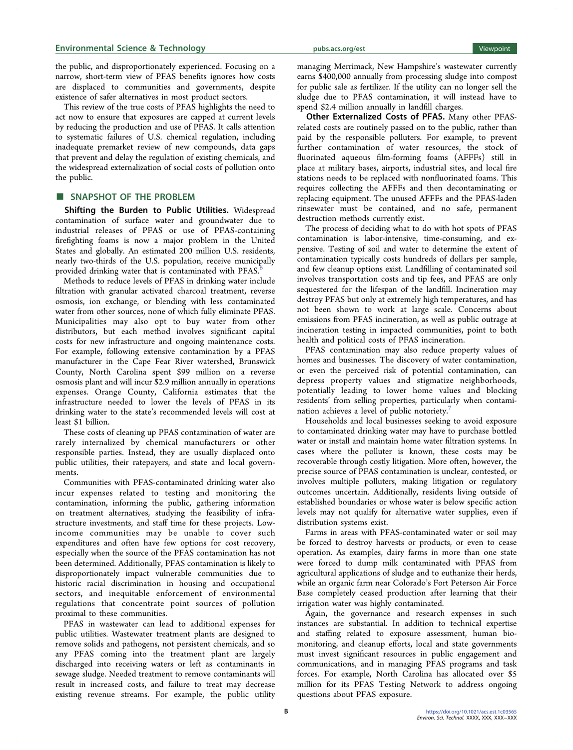the public, and disproportionately experienced. Focusing on a narrow, short-term view of PFAS benefits ignores how costs are displaced to communities and governments, despite existence of safer alternatives in most product sectors.

This review of the true costs of PFAS highlights the need to act now to ensure that exposures are capped at current levels by reducing the production and use of PFAS. It calls attention to systematic failures of U.S. chemical regulation, including inadequate premarket review of new compounds, data gaps that prevent and delay the regulation of existing chemicals, and the widespread externalization of social costs of pollution onto the public.

## SNAPSHOT OF THE PROBLEM

**Shifting the Burden to Public Utilities.** Widespread contamination of surface water and groundwater due to industrial releases of PFAS or use of PFAS-containing firefighting foams is now a major problem in the United States and globally. An estimated 200 million U.S. residents, nearly two-thirds of the U.S. population, receive municipally provided drinking water that is contaminated with PFAS.[6]

Methods to reduce levels of PFAS in drinking water include filtration with granular activated charcoal treatment, reverse osmosis, ion exchange, or blending with less contaminated water from other sources, none of which fully eliminate PFAS. Municipalities may also opt to buy water from other distributors, but each method involves significant capital costs for new infrastructure and ongoing maintenance costs. For example, following extensive contamination by a PFAS manufacturer in the Cape Fear River watershed, Brunswick County, North Carolina spent $99 million on a reverse osmosis plant and will incur $2.9 million annually in operations expenses. Orange County, California estimates that the infrastructure needed to lower the levels of PFAS in its drinking water to the state's recommended levels will cost at least $1 billion.

These costs of cleaning up PFAS contamination of water are rarely internalized by chemical manufacturers or other responsible parties. Instead, they are usually displaced onto public utilities, their ratepayers, and state and local governments.

Communities with PFAS-contaminated drinking water also incur expenses related to testing and monitoring the contamination, informing the public, gathering information on treatment alternatives, studying the feasibility of infrastructure investments, and staff time for these projects. Low-income communities may be unable to cover such expenditures and often have few options for cost recovery, especially when the source of the PFAS contamination has not been determined. Additionally, PFAS contamination is likely to disproportionately impact vulnerable communities due to historic racial discrimination in housing and occupational sectors, and inequitable enforcement of environmental regulations that concentrate point sources of pollution proximal to these communities.

PFAS in wastewater can lead to additional expenses for public utilities. Wastewater treatment plants are designed to remove solids and pathogens, not persistent chemicals, and so any PFAS coming into the treatment plant are largely discharged into receiving waters or left as contaminants in sewage sludge. Needed treatment to remove contaminants will result in increased costs, and failure to treat may decrease existing revenue streams. For example, the public utility managing Merrimack, New Hampshire's wastewater currently earns $400,000 annually from processing sludge into compost for public sale as fertilizer. If the utility can no longer sell the sludge due to PFAS contamination, it will instead have to spend $2.4 million annually in landfill charges.

**Other Externalized Costs of PFAS.** Many other PFAS-related costs are routinely passed on to the public, rather than paid by the responsible polluters. For example, to prevent further contamination of water resources, the stock of fluorinated aqueous film-forming foams (AFFFs) still in place at military bases, airports, industrial sites, and local fire stations needs to be replaced with nonfluorinated foams. This requires collecting the AFFFs and then decontaminating or replacing equipment. The unused AFFFs and the PFAS-laden rinsewater must be contained, and no safe, permanent destruction methods currently exist.

The process of deciding what to do with hot spots of PFAS contamination is labor-intensive, time-consuming, and expensive. Testing of soil and water to determine the extent of contamination typically costs hundreds of dollars per sample, and few cleanup options exist. Landfilling of contaminated soil involves transportation costs and tip fees, and PFAS are only sequestered for the lifespan of the landfill. Incineration may destroy PFAS but only at extremely high temperatures, and has not been shown to work at large scale. Concerns about emissions from PFAS incineration, as well as public outrage at incineration testing in impacted communities, point to both health and political costs of PFAS incineration.

PFAS contamination may also reduce property values of homes and businesses. The discovery of water contamination, or even the perceived risk of potential contamination, can depress property values and stigmatize neighborhoods, potentially leading to lower home values and blocking residents' from selling properties, particularly when contamination achieves a level of public notoriety.[7]

Households and local businesses seeking to avoid exposure to contaminated drinking water may have to purchase bottled water or install and maintain home water filtration systems. In cases where the polluter is known, these costs may be recoverable through costly litigation. More often, however, the precise source of PFAS contamination is unclear, contested, or involves multiple polluters, making litigation or regulatory outcomes uncertain. Additionally, residents living outside of established boundaries or whose water is below specific action levels may not qualify for alternative water supplies, even if distribution systems exist.

Farms in areas with PFAS-contaminated water or soil may be forced to destroy harvests or products, or even to cease operation. As examples, dairy farms in more than one state were forced to dump milk contaminated with PFAS from agricultural applications of sludge and to euthanize their herds, while an organic farm near Colorado's Fort Peterson Air Force Base completely ceased production after learning that their irrigation water was highly contaminated.

Again, the governance and research expenses in such instances are substantial. In addition to technical expertise and staffing related to exposure assessment, human biomonitoring, and cleanup efforts, local and state governments must invest significant resources in public engagement and communications, and in managing PFAS programs and task forces. For example, North Carolina has allocated over $5 million for its PFAS Testing Network to address ongoing questions about PFAS exposure.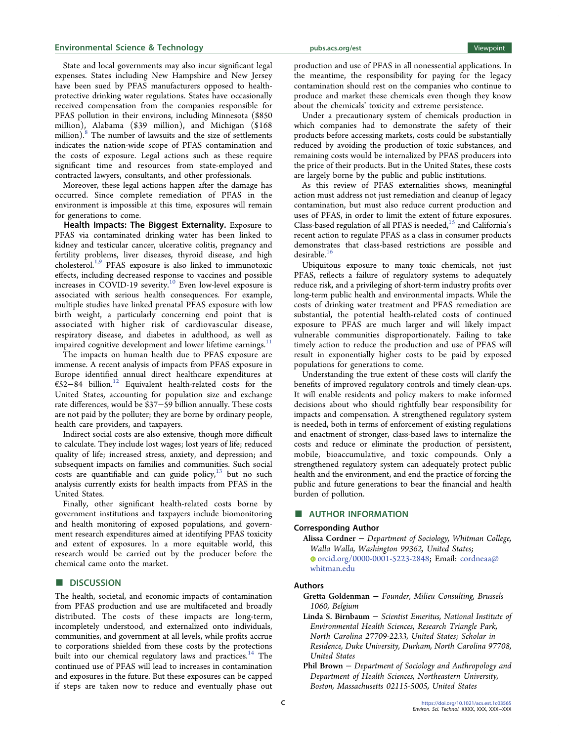State and local governments may also incur significant legal expenses. States including New Hampshire and New Jersey have been sued by PFAS manufacturers opposed to health-protective drinking water regulations. States have occasionally received compensation from the companies responsible for PFAS pollution in their environs, including Minnesota ($850 million), Alabama ($39 million), and Michigan ($168 million).[8] The number of lawsuits and the size of settlements indicates the nation-wide scope of PFAS contamination and the costs of exposure. Legal actions such as these require significant time and resources from state-employed and contracted lawyers, consultants, and other professionals.

Moreover, these legal actions happen after the damage has occurred. Since complete remediation of PFAS in the environment is impossible at this time, exposures will remain for generations to come.

**Health Impacts: The Biggest Externality.** Exposure to PFAS via contaminated drinking water has been linked to kidney and testicular cancer, ulcerative colitis, pregnancy and fertility problems, liver diseases, thyroid disease, and high cholesterol.[1,9] PFAS exposure is also linked to immunotoxic effects, including decreased response to vaccines and possible increases in COVID-19 severity.[10] Even low-level exposure is associated with serious health consequences. For example, multiple studies have linked prenatal PFAS exposure with low birth weight, a particularly concerning end point that is associated with higher risk of cardiovascular disease, respiratory disease, and diabetes in adulthood, as well as impaired cognitive development and lower lifetime earnings.[11]

The impacts on human health due to PFAS exposure are immense. A recent analysis of impacts from PFAS exposure in Europe identified annual direct healthcare expenditures at €52–84 billion.[12] Equivalent health-related costs for the United States, accounting for population size and exchange rate differences, would be $37–59 billion annually. These costs are not paid by the polluter; they are borne by ordinary people, health care providers, and taxpayers.

Indirect social costs are also extensive, though more difficult to calculate. They include lost wages; lost years of life; reduced quality of life; increased stress, anxiety, and depression; and subsequent impacts on families and communities. Such social costs are quantifiable and can guide policy,[13] but no such analysis currently exists for health impacts from PFAS in the United States.

Finally, other significant health-related costs borne by government institutions and taxpayers include biomonitoring and health monitoring of exposed populations, and government research expenditures aimed at identifying PFAS toxicity and extent of exposures. In a more equitable world, this research would be carried out by the producer before the chemical came onto the market.

## DISCUSSION

The health, societal, and economic impacts of contamination from PFAS production and use are multifaceted and broadly distributed. The costs of these impacts are long-term, incompletely understood, and externalized onto individuals, communities, and government at all levels, while profits accrue to corporations shielded from these costs by the protections built into our chemical regulatory laws and practices.[14] The continued use of PFAS will lead to increases in contamination and exposures in the future. But these exposures can be capped if steps are taken now to reduce and eventually phase out production and use of PFAS in all nonessential applications. In the meantime, the responsibility for paying for the legacy contamination should rest on the companies who continue to produce and market these chemicals even though they know about the chemicals' toxicity and extreme persistence.

Under a precautionary system of chemicals production in which companies had to demonstrate the safety of their products before accessing markets, costs could be substantially reduced by avoiding the production of toxic substances, and remaining costs would be internalized by PFAS producers into the price of their products. But in the United States, these costs are largely borne by the public and public institutions.

As this review of PFAS externalities shows, meaningful action must address not just remediation and cleanup of legacy contamination, but must also reduce current production and uses of PFAS, in order to limit the extent of future exposures. Class-based regulation of all PFAS is needed,[15] and California's recent action to regulate PFAS as a class in consumer products demonstrates that class-based restrictions are possible and desirable.[16]

Ubiquitous exposure to many toxic chemicals, not just PFAS, reflects a failure of regulatory systems to adequately reduce risk, and a privileging of short-term industry profits over long-term public health and environmental impacts. While the costs of drinking water treatment and PFAS remediation are substantial, the potential health-related costs of continued exposure to PFAS are much larger and will likely impact vulnerable communities disproportionately. Failing to take timely action to reduce the production and use of PFAS will result in exponentially higher costs to be paid by exposed populations for generations to come.

Understanding the true extent of these costs will clarify the benefits of improved regulatory controls and timely clean-ups. It will enable residents and policy makers to make informed decisions about who should rightfully bear responsibility for impacts and compensation. A strengthened regulatory system is needed, both in terms of enforcement of existing regulations and enactment of stronger, class-based laws to internalize the costs and reduce or eliminate the production of persistent, mobile, bioaccumulative, and toxic compounds. Only a strengthened regulatory system can adequately protect public health and the environment, and end the practice of forcing the public and future generations to bear the financial and health burden of pollution.

## AUTHOR INFORMATION

### Corresponding Author

**Alissa Cordner** – *Department of Sociology, Whitman College, Walla Walla, Washington 99362, United States;* orcid.org/0000-0001-5223-2848; Email: cordneaa@whitman.edu

### Authors

**Gretta Goldenman** – *Founder, Milieu Consulting, Brussels 1060, Belgium*

**Linda S. Birnbaum** – *Scientist Emeritus, National Institute of Environmental Health Sciences, Research Triangle Park, North Carolina 27709-2233, United States; Scholar in Residence, Duke University, Durham, North Carolina 97708, United States*

**Phil Brown** – *Department of Sociology and Anthropology and Department of Health Sciences, Northeastern University, Boston, Massachusetts 02115-5005, United States*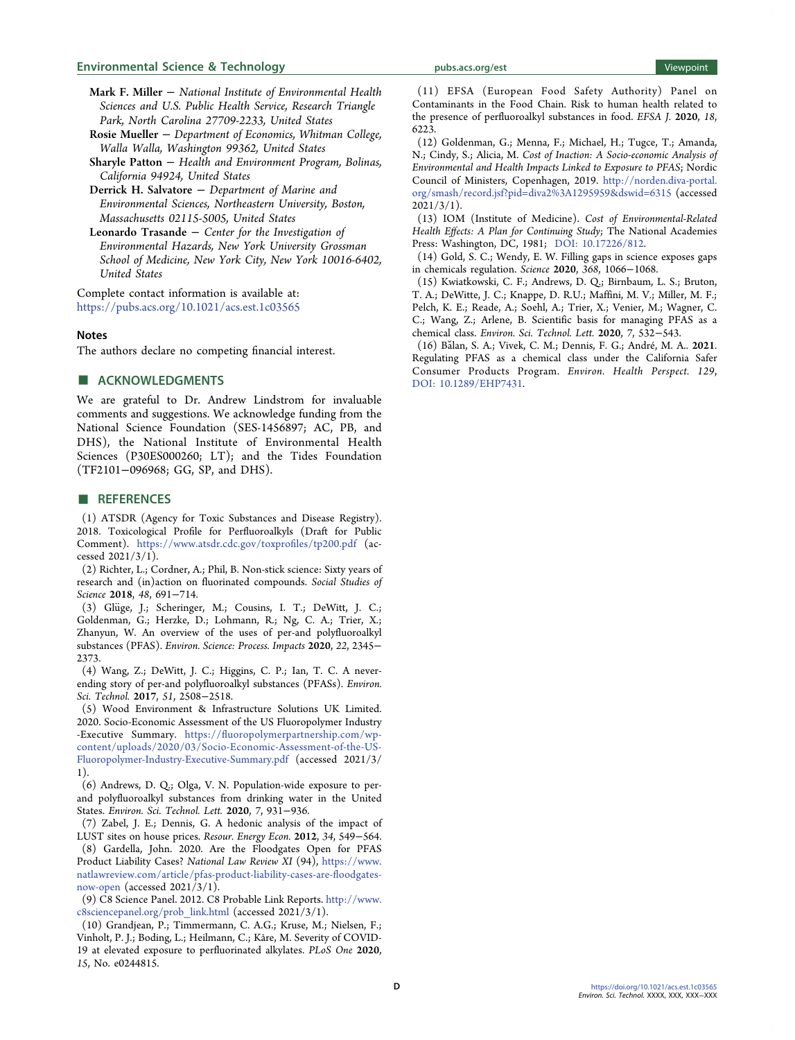**Mark F. Miller** – *National Institute of Environmental Health Sciences and U.S. Public Health Service, Research Triangle Park, North Carolina 27709-2233, United States*

**Rosie Mueller** – *Department of Economics, Whitman College, Walla Walla, Washington 99362, United States*

**Sharyle Patton** – *Health and Environment Program, Bolinas, California 94924, United States*

**Derrick H. Salvatore** – *Department of Marine and Environmental Sciences, Northeastern University, Boston, Massachusetts 02115-5005, United States*

**Leonardo Trasande** – *Center for the Investigation of Environmental Hazards, New York University Grossman School of Medicine, New York City, New York 10016-6402, United States*

Complete contact information is available at: https://pubs.acs.org/10.1021/acs.est.1c03565

### Notes

The authors declare no competing financial interest.

## ACKNOWLEDGMENTS

We are grateful to Dr. Andrew Lindstrom for invaluable comments and suggestions. We acknowledge funding from the National Science Foundation (SES-1456897; AC, PB, and DHS), the National Institute of Environmental Health Sciences (P30ES000260; LT); and the Tides Foundation (TF2101–096968; GG, SP, and DHS).

## REFERENCES

(1) ATSDR (Agency for Toxic Substances and Disease Registry). 2018. Toxicological Profile for Perfluoroalkyls (Draft for Public Comment). https://www.atsdr.cdc.gov/toxprofiles/tp200.pdf (accessed 2021/3/1).

(2) Richter, L.; Cordner, A.; Phil, B. Non-stick science: Sixty years of research and (in)action on fluorinated compounds. *Social Studies of Science* **2018**, *48*, 691–714.

(3) Glüge, J.; Scheringer, M.; Cousins, I. T.; DeWitt, J. C.; Goldenman, G.; Herzke, D.; Lohmann, R.; Ng, C. A.; Trier, X.; Zhanyun, W. An overview of the uses of per-and polyfluoroalkyl substances (PFAS). *Environ. Science: Process. Impacts* **2020**, *22*, 2345–2373.

(4) Wang, Z.; DeWitt, J. C.; Higgins, C. P.; Ian, T. C. A never-ending story of per-and polyfluoroalkyl substances (PFASs). *Environ. Sci. Technol.* **2017**, *51*, 2508–2518.

(5) Wood Environment & Infrastructure Solutions UK Limited. 2020. Socio-Economic Assessment of the US Fluoropolymer Industry -Executive Summary. https://fluoropolymerpartnership.com/wp-content/uploads/2020/03/Socio-Economic-Assessment-of-the-US-Fluoropolymer-Industry-Executive-Summary.pdf (accessed 2021/3/1).

(6) Andrews, D. Q.; Olga, V. N. Population-wide exposure to per-and polyfluoroalkyl substances from drinking water in the United States. *Environ. Sci. Technol. Lett.* **2020**, *7*, 931–936.

(7) Zabel, J. E.; Dennis, G. A hedonic analysis of the impact of LUST sites on house prices. *Resour. Energy Econ.* **2012**, *34*, 549–564.

(8) Gardella, John. 2020. Are the Floodgates Open for PFAS Product Liability Cases? *National Law Review XI* (94), https://www.natlawreview.com/article/pfas-product-liability-cases-are-floodgates-now-open (accessed 2021/3/1).

(9) C8 Science Panel. 2012. C8 Probable Link Reports. http://www.c8sciencepanel.org/prob_link.html (accessed 2021/3/1).

(10) Grandjean, P.; Timmermann, C. A.G.; Kruse, M.; Nielsen, F.; Vinholt, P. J.; Boding, L.; Heilmann, C.; Kåre, M. Severity of COVID-19 at elevated exposure to perfluorinated alkylates. *PLoS One* **2020**, *15*, No. e0244815.

(11) EFSA (European Food Safety Authority) Panel on Contaminants in the Food Chain. Risk to human health related to the presence of perfluoroalkyl substances in food. *EFSA J.* **2020**, *18*, 6223.

(12) Goldenman, G.; Menna, F.; Michael, H.; Tugce, T.; Amanda, N.; Cindy, S.; Alicia, M. *Cost of Inaction: A Socio-economic Analysis of Environmental and Health Impacts Linked to Exposure to PFAS*; Nordic Council of Ministers, Copenhagen, 2019. http://norden.diva-portal.org/smash/record.jsf?pid=diva2%3A1295959&dswid=6315 (accessed 2021/3/1).

(13) IOM (Institute of Medicine). *Cost of Environmental-Related Health Effects: A Plan for Continuing Study*; The National Academies Press: Washington, DC, 1981; DOI: 10.17226/812.

(14) Gold, S. C.; Wendy, E. W. Filling gaps in science exposes gaps in chemicals regulation. *Science* **2020**, *368*, 1066–1068.

(15) Kwiatkowski, C. F.; Andrews, D. Q.; Birnbaum, L. S.; Bruton, T. A.; DeWitte, J. C.; Knappe, D. R.U.; Maffini, M. V.; Miller, M. F.; Pelch, K. E.; Reade, A.; Soehl, A.; Trier, X.; Venier, M.; Wagner, C. C.; Wang, Z.; Arlene, B. Scientific basis for managing PFAS as a chemical class. *Environ. Sci. Technol. Lett.* **2020**, *7*, 532–543.

(16) Bălan, S. A.; Vivek, C. M.; Dennis, F. G.; André, M. A.. **2021**. Regulating PFAS as a chemical class under the California Safer Consumer Products Program. *Environ. Health Perspect.* *129*, DOI: 10.1289/EHP7431.